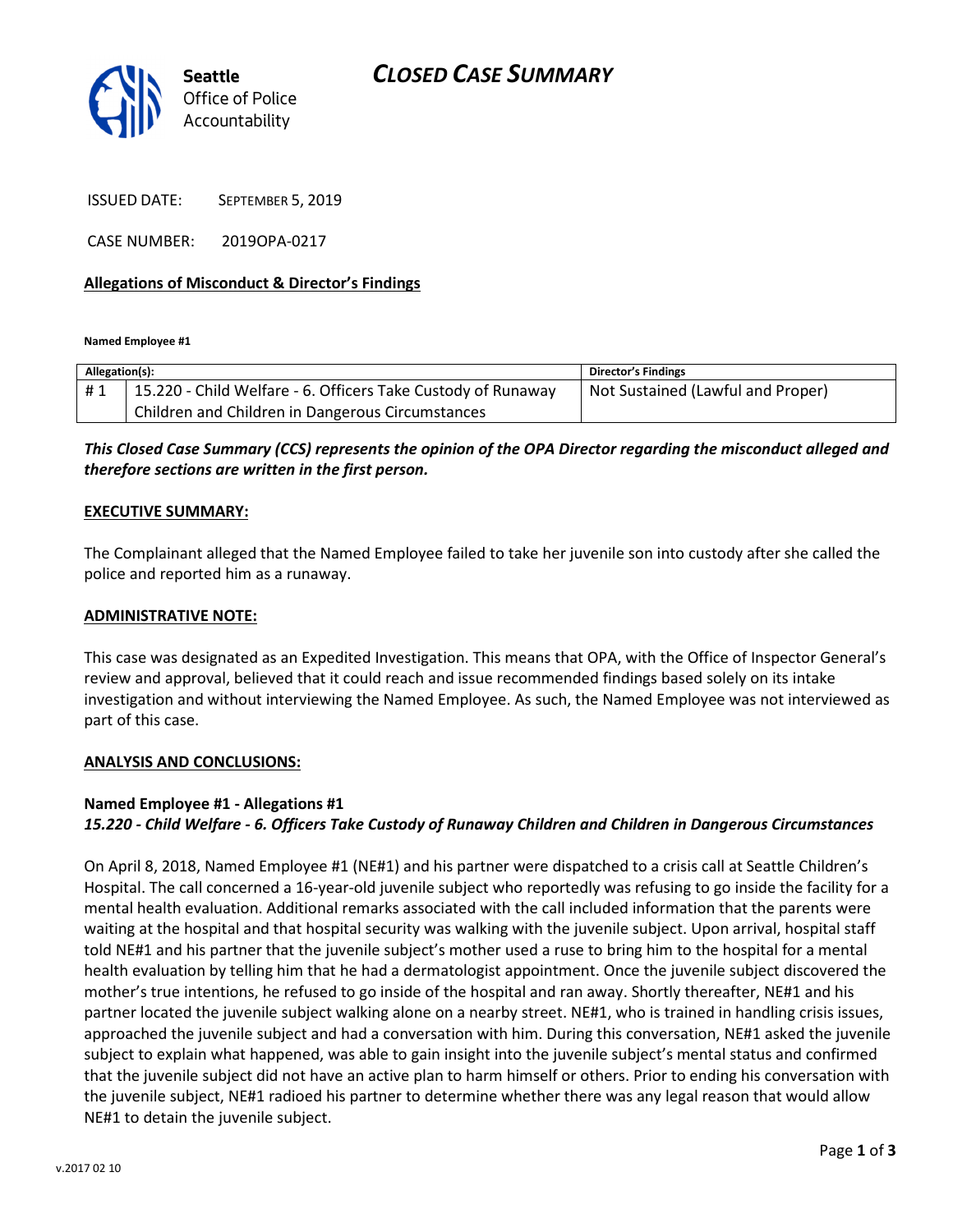Seattle Office of Police Accountability

# CLOSED CASE SUMMARY

ISSUED DATE: SEPTEMBER 5, 2019

CASE NUMBER: 2019OPA-0217

**Allegations of Misconduct & Director's Findings**

**Named Employee #1**

| Allegation(s): | | Director's Findings |
|---|---|---|
| # 1 | 15.220 - Child Welfare - 6. Officers Take Custody of Runaway Children and Children in Dangerous Circumstances | Not Sustained (Lawful and Proper) |

***This Closed Case Summary (CCS) represents the opinion of the OPA Director regarding the misconduct alleged and therefore sections are written in the first person.***

**EXECUTIVE SUMMARY:**

The Complainant alleged that the Named Employee failed to take her juvenile son into custody after she called the police and reported him as a runaway.

**ADMINISTRATIVE NOTE:**

This case was designated as an Expedited Investigation. This means that OPA, with the Office of Inspector General's review and approval, believed that it could reach and issue recommended findings based solely on its intake investigation and without interviewing the Named Employee. As such, the Named Employee was not interviewed as part of this case.

**ANALYSIS AND CONCLUSIONS:**

**Named Employee #1 - Allegations #1**
***15.220 - Child Welfare - 6. Officers Take Custody of Runaway Children and Children in Dangerous Circumstances***

On April 8, 2018, Named Employee #1 (NE#1) and his partner were dispatched to a crisis call at Seattle Children's Hospital. The call concerned a 16-year-old juvenile subject who reportedly was refusing to go inside the facility for a mental health evaluation. Additional remarks associated with the call included information that the parents were waiting at the hospital and that hospital security was walking with the juvenile subject. Upon arrival, hospital staff told NE#1 and his partner that the juvenile subject's mother used a ruse to bring him to the hospital for a mental health evaluation by telling him that he had a dermatologist appointment. Once the juvenile subject discovered the mother's true intentions, he refused to go inside of the hospital and ran away. Shortly thereafter, NE#1 and his partner located the juvenile subject walking alone on a nearby street. NE#1, who is trained in handling crisis issues, approached the juvenile subject and had a conversation with him. During this conversation, NE#1 asked the juvenile subject to explain what happened, was able to gain insight into the juvenile subject's mental status and confirmed that the juvenile subject did not have an active plan to harm himself or others. Prior to ending his conversation with the juvenile subject, NE#1 radioed his partner to determine whether there was any legal reason that would allow NE#1 to detain the juvenile subject.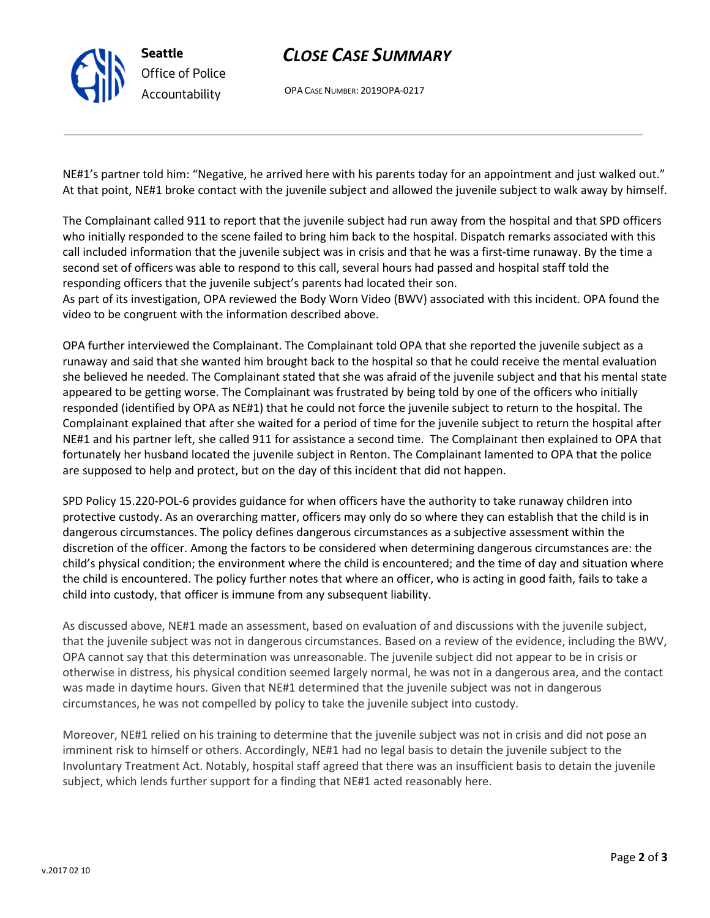NE#1's partner told him: "Negative, he arrived here with his parents today for an appointment and just walked out." At that point, NE#1 broke contact with the juvenile subject and allowed the juvenile subject to walk away by himself.

The Complainant called 911 to report that the juvenile subject had run away from the hospital and that SPD officers who initially responded to the scene failed to bring him back to the hospital. Dispatch remarks associated with this call included information that the juvenile subject was in crisis and that he was a first-time runaway. By the time a second set of officers was able to respond to this call, several hours had passed and hospital staff told the responding officers that the juvenile subject's parents had located their son.

As part of its investigation, OPA reviewed the Body Worn Video (BWV) associated with this incident. OPA found the video to be congruent with the information described above.

OPA further interviewed the Complainant. The Complainant told OPA that she reported the juvenile subject as a runaway and said that she wanted him brought back to the hospital so that he could receive the mental evaluation she believed he needed. The Complainant stated that she was afraid of the juvenile subject and that his mental state appeared to be getting worse. The Complainant was frustrated by being told by one of the officers who initially responded (identified by OPA as NE#1) that he could not force the juvenile subject to return to the hospital. The Complainant explained that after she waited for a period of time for the juvenile subject to return the hospital after NE#1 and his partner left, she called 911 for assistance a second time. The Complainant then explained to OPA that fortunately her husband located the juvenile subject in Renton. The Complainant lamented to OPA that the police are supposed to help and protect, but on the day of this incident that did not happen.

SPD Policy 15.220-POL-6 provides guidance for when officers have the authority to take runaway children into protective custody. As an overarching matter, officers may only do so where they can establish that the child is in dangerous circumstances. The policy defines dangerous circumstances as a subjective assessment within the discretion of the officer. Among the factors to be considered when determining dangerous circumstances are: the child's physical condition; the environment where the child is encountered; and the time of day and situation where the child is encountered. The policy further notes that where an officer, who is acting in good faith, fails to take a child into custody, that officer is immune from any subsequent liability.

As discussed above, NE#1 made an assessment, based on evaluation of and discussions with the juvenile subject, that the juvenile subject was not in dangerous circumstances. Based on a review of the evidence, including the BWV, OPA cannot say that this determination was unreasonable. The juvenile subject did not appear to be in crisis or otherwise in distress, his physical condition seemed largely normal, he was not in a dangerous area, and the contact was made in daytime hours. Given that NE#1 determined that the juvenile subject was not in dangerous circumstances, he was not compelled by policy to take the juvenile subject into custody.

Moreover, NE#1 relied on his training to determine that the juvenile subject was not in crisis and did not pose an imminent risk to himself or others. Accordingly, NE#1 had no legal basis to detain the juvenile subject to the Involuntary Treatment Act. Notably, hospital staff agreed that there was an insufficient basis to detain the juvenile subject, which lends further support for a finding that NE#1 acted reasonably here.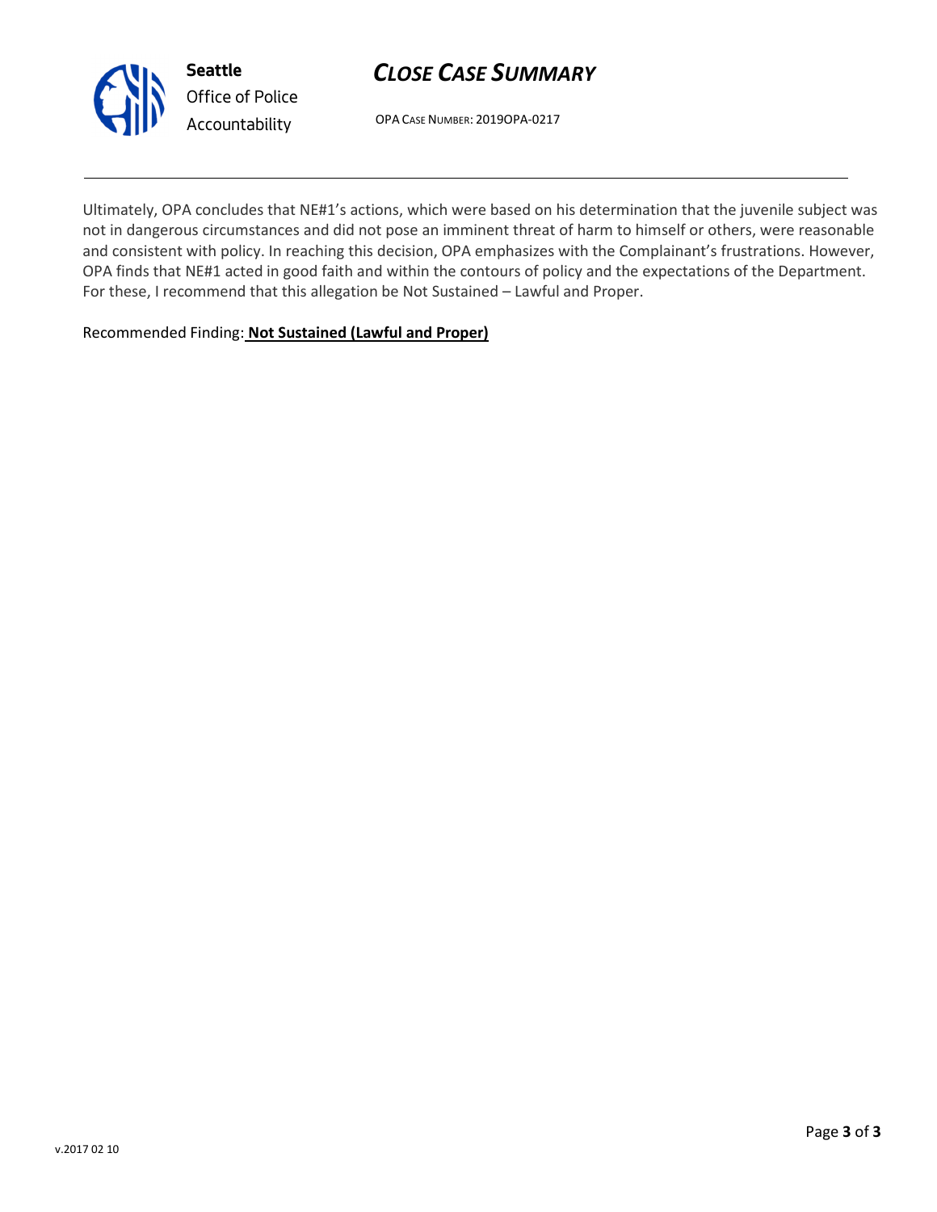Ultimately, OPA concludes that NE#1's actions, which were based on his determination that the juvenile subject was not in dangerous circumstances and did not pose an imminent threat of harm to himself or others, were reasonable and consistent with policy. In reaching this decision, OPA emphasizes with the Complainant's frustrations. However, OPA finds that NE#1 acted in good faith and within the contours of policy and the expectations of the Department. For these, I recommend that this allegation be Not Sustained – Lawful and Proper.

Recommended Finding: **Not Sustained (Lawful and Proper)**